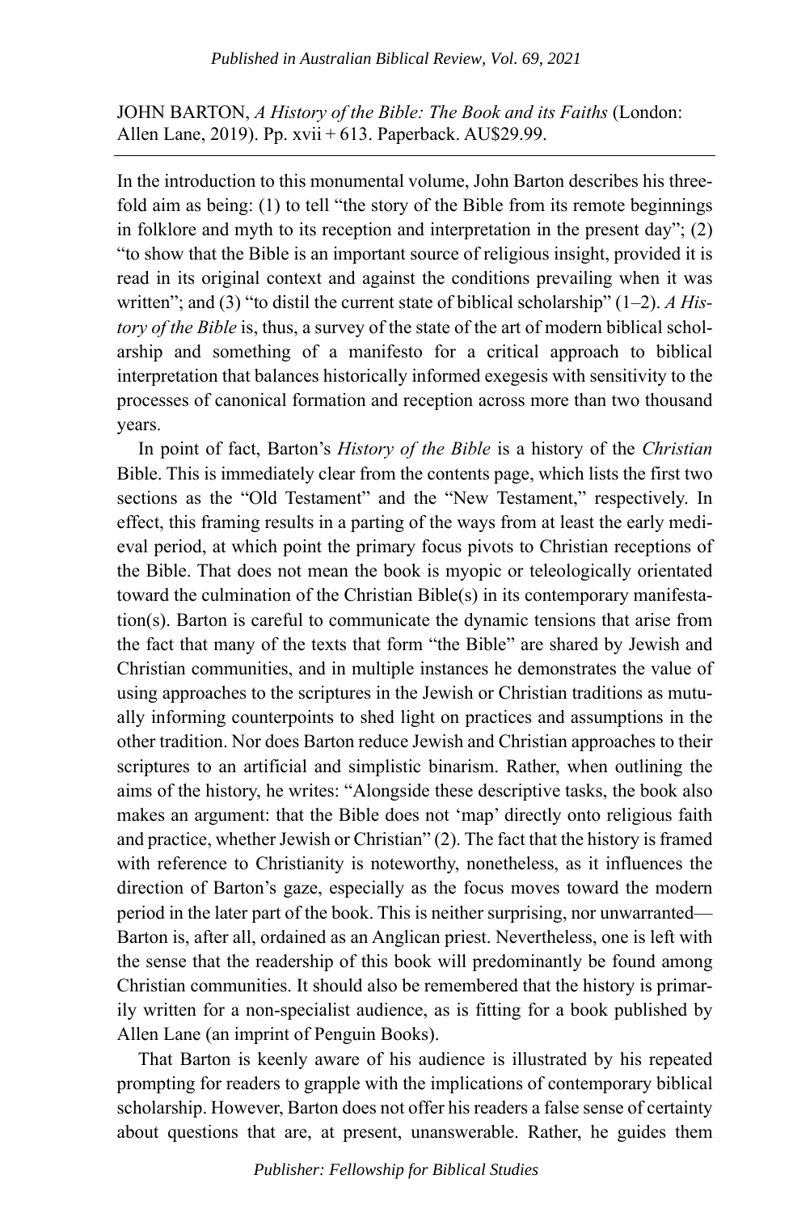JOHN BARTON, *A History of the Bible: The Book and its Faiths* (London: Allen Lane, 2019). Pp. xvii + 613. Paperback. AU$29.99.

---

In the introduction to this monumental volume, John Barton describes his three-fold aim as being: (1) to tell "the story of the Bible from its remote beginnings in folklore and myth to its reception and interpretation in the present day"; (2) "to show that the Bible is an important source of religious insight, provided it is read in its original context and against the conditions prevailing when it was written"; and (3) "to distil the current state of biblical scholarship" (1–2). *A History of the Bible* is, thus, a survey of the state of the art of modern biblical scholarship and something of a manifesto for a critical approach to biblical interpretation that balances historically informed exegesis with sensitivity to the processes of canonical formation and reception across more than two thousand years.

In point of fact, Barton's *History of the Bible* is a history of the *Christian* Bible. This is immediately clear from the contents page, which lists the first two sections as the "Old Testament" and the "New Testament," respectively. In effect, this framing results in a parting of the ways from at least the early medieval period, at which point the primary focus pivots to Christian receptions of the Bible. That does not mean the book is myopic or teleologically orientated toward the culmination of the Christian Bible(s) in its contemporary manifestation(s). Barton is careful to communicate the dynamic tensions that arise from the fact that many of the texts that form "the Bible" are shared by Jewish and Christian communities, and in multiple instances he demonstrates the value of using approaches to the scriptures in the Jewish or Christian traditions as mutually informing counterpoints to shed light on practices and assumptions in the other tradition. Nor does Barton reduce Jewish and Christian approaches to their scriptures to an artificial and simplistic binarism. Rather, when outlining the aims of the history, he writes: "Alongside these descriptive tasks, the book also makes an argument: that the Bible does not 'map' directly onto religious faith and practice, whether Jewish or Christian" (2). The fact that the history is framed with reference to Christianity is noteworthy, nonetheless, as it influences the direction of Barton's gaze, especially as the focus moves toward the modern period in the later part of the book. This is neither surprising, nor unwarranted—Barton is, after all, ordained as an Anglican priest. Nevertheless, one is left with the sense that the readership of this book will predominantly be found among Christian communities. It should also be remembered that the history is primarily written for a non-specialist audience, as is fitting for a book published by Allen Lane (an imprint of Penguin Books).

That Barton is keenly aware of his audience is illustrated by his repeated prompting for readers to grapple with the implications of contemporary biblical scholarship. However, Barton does not offer his readers a false sense of certainty about questions that are, at present, unanswerable. Rather, he guides them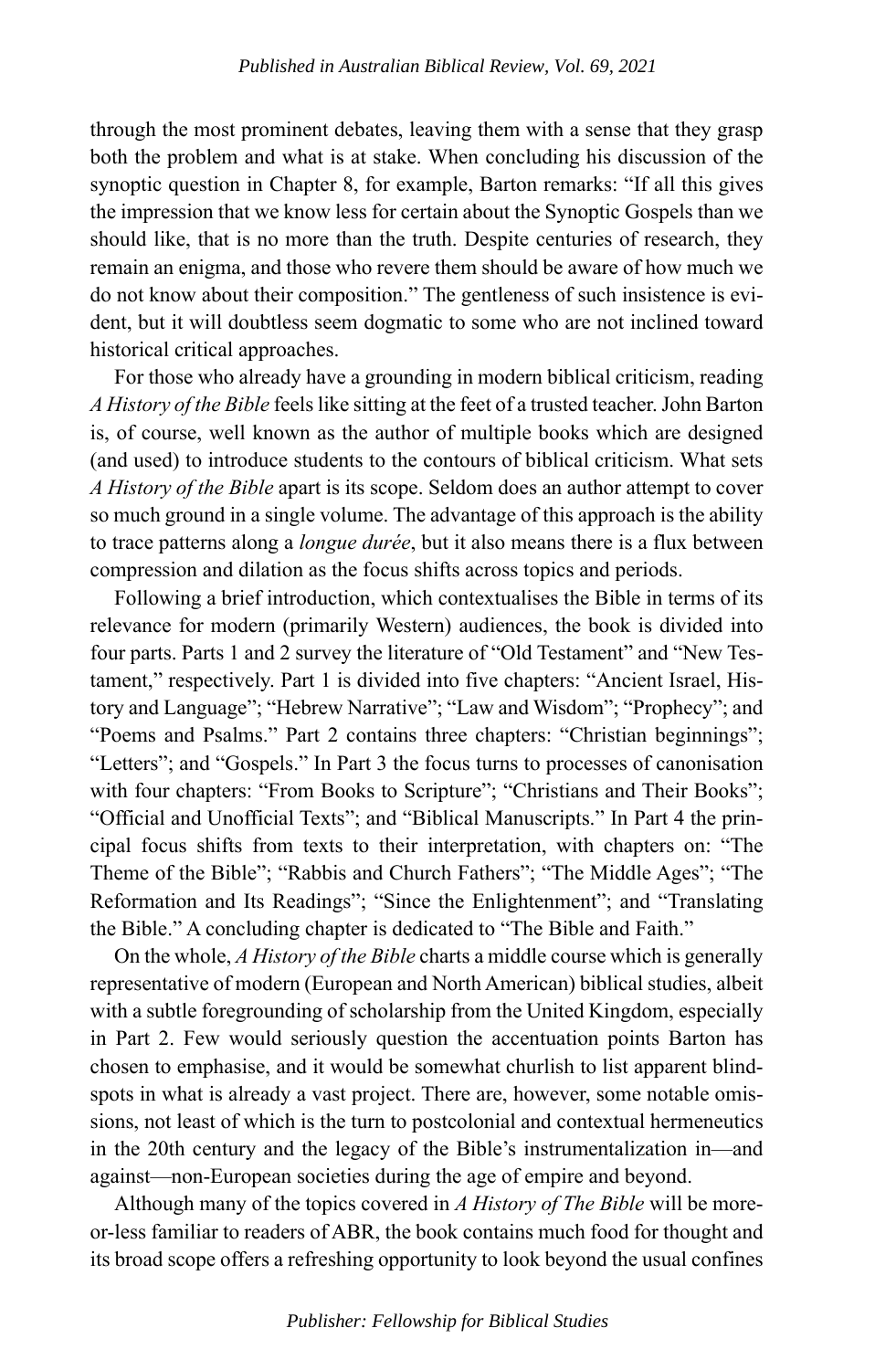through the most prominent debates, leaving them with a sense that they grasp both the problem and what is at stake. When concluding his discussion of the synoptic question in Chapter 8, for example, Barton remarks: "If all this gives the impression that we know less for certain about the Synoptic Gospels than we should like, that is no more than the truth. Despite centuries of research, they remain an enigma, and those who revere them should be aware of how much we do not know about their composition." The gentleness of such insistence is evident, but it will doubtless seem dogmatic to some who are not inclined toward historical critical approaches.

For those who already have a grounding in modern biblical criticism, reading *A History of the Bible* feels like sitting at the feet of a trusted teacher. John Barton is, of course, well known as the author of multiple books which are designed (and used) to introduce students to the contours of biblical criticism. What sets *A History of the Bible* apart is its scope. Seldom does an author attempt to cover so much ground in a single volume. The advantage of this approach is the ability to trace patterns along a *longue durée*, but it also means there is a flux between compression and dilation as the focus shifts across topics and periods.

Following a brief introduction, which contextualises the Bible in terms of its relevance for modern (primarily Western) audiences, the book is divided into four parts. Parts 1 and 2 survey the literature of "Old Testament" and "New Testament," respectively. Part 1 is divided into five chapters: "Ancient Israel, History and Language"; "Hebrew Narrative"; "Law and Wisdom"; "Prophecy"; and "Poems and Psalms." Part 2 contains three chapters: "Christian beginnings"; "Letters"; and "Gospels." In Part 3 the focus turns to processes of canonisation with four chapters: "From Books to Scripture"; "Christians and Their Books"; "Official and Unofficial Texts"; and "Biblical Manuscripts." In Part 4 the principal focus shifts from texts to their interpretation, with chapters on: "The Theme of the Bible"; "Rabbis and Church Fathers"; "The Middle Ages"; "The Reformation and Its Readings"; "Since the Enlightenment"; and "Translating the Bible." A concluding chapter is dedicated to "The Bible and Faith."

On the whole, *A History of the Bible* charts a middle course which is generally representative of modern (European and North American) biblical studies, albeit with a subtle foregrounding of scholarship from the United Kingdom, especially in Part 2. Few would seriously question the accentuation points Barton has chosen to emphasise, and it would be somewhat churlish to list apparent blindspots in what is already a vast project. There are, however, some notable omissions, not least of which is the turn to postcolonial and contextual hermeneutics in the 20th century and the legacy of the Bible's instrumentalization in—and against—non-European societies during the age of empire and beyond.

Although many of the topics covered in *A History of The Bible* will be more-or-less familiar to readers of ABR, the book contains much food for thought and its broad scope offers a refreshing opportunity to look beyond the usual confines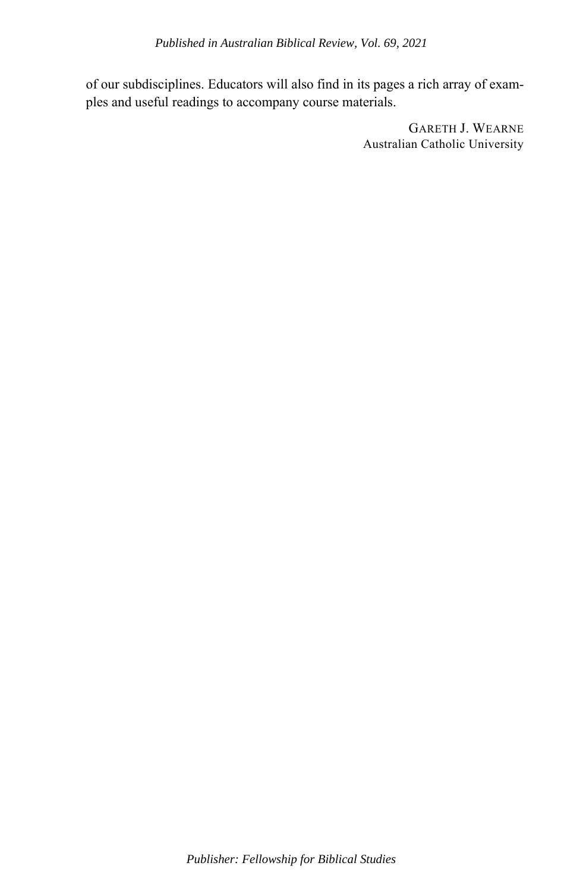of our subdisciplines. Educators will also find in its pages a rich array of examples and useful readings to accompany course materials.

GARETH J. WEARNE
Australian Catholic University